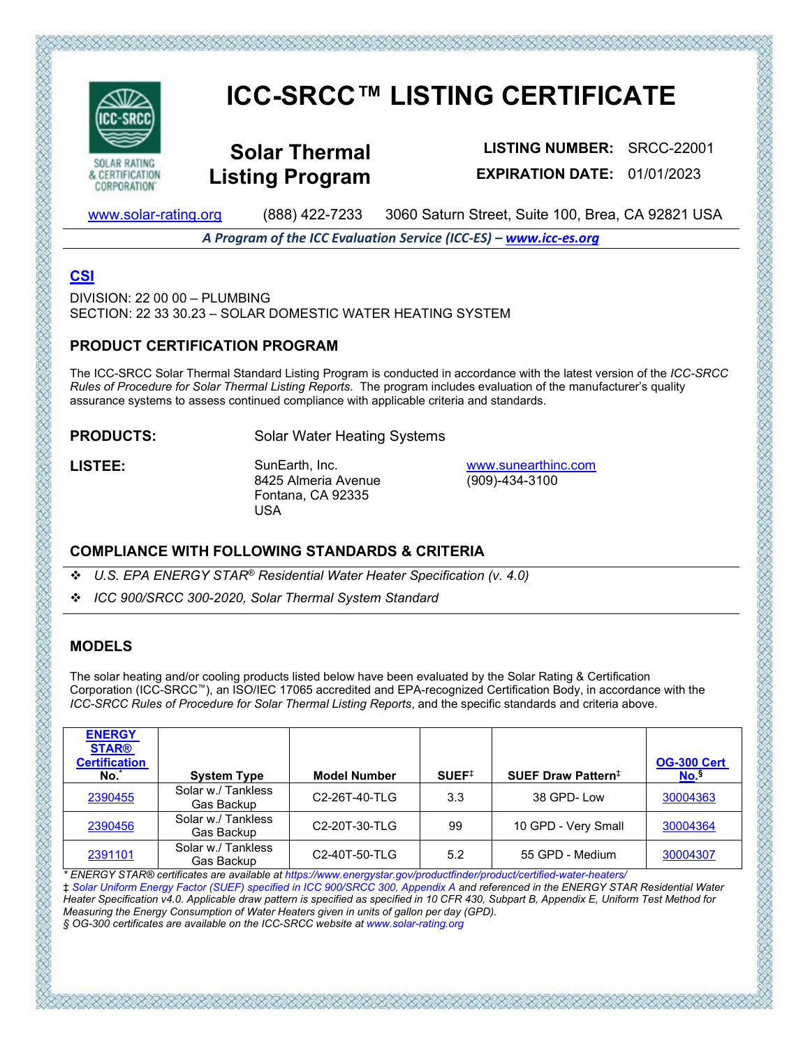# ICC-SRCC™ LISTING CERTIFICATE

## Solar Thermal Listing Program

**LISTING NUMBER:** SRCC-22001

**EXPIRATION DATE:** 01/01/2023

www.solar-rating.org (888) 422-7233 3060 Saturn Street, Suite 100, Brea, CA 92821 USA

***A Program of the ICC Evaluation Service (ICC-ES) – www.icc-es.org***

### CSI

DIVISION: 22 00 00 – PLUMBING
SECTION: 22 33 30.23 – SOLAR DOMESTIC WATER HEATING SYSTEM

### PRODUCT CERTIFICATION PROGRAM

The ICC-SRCC Solar Thermal Standard Listing Program is conducted in accordance with the latest version of the *ICC-SRCC Rules of Procedure for Solar Thermal Listing Reports*. The program includes evaluation of the manufacturer's quality assurance systems to assess continued compliance with applicable criteria and standards.

**PRODUCTS:** Solar Water Heating Systems

**LISTEE:** SunEarth, Inc.
8425 Almeria Avenue
Fontana, CA 92335
USA

www.sunearthinc.com
(909)-434-3100

### COMPLIANCE WITH FOLLOWING STANDARDS & CRITERIA

- *U.S. EPA ENERGY STAR® Residential Water Heater Specification (v. 4.0)*
- *ICC 900/SRCC 300-2020, Solar Thermal System Standard*

### MODELS

The solar heating and/or cooling products listed below have been evaluated by the Solar Rating & Certification Corporation (ICC-SRCC™), an ISO/IEC 17065 accredited and EPA-recognized Certification Body, in accordance with the *ICC-SRCC Rules of Procedure for Solar Thermal Listing Reports*, and the specific standards and criteria above.

| ENERGY STAR® Certification No.* | System Type | Model Number | SUEF‡ | SUEF Draw Pattern‡ | OG-300 Cert No.§ |
|---|---|---|---|---|---|
| 2390455 | Solar w./ Tankless Gas Backup | C2-26T-40-TLG | 3.3 | 38 GPD- Low | 30004363 |
| 2390456 | Solar w./ Tankless Gas Backup | C2-20T-30-TLG | 99 | 10 GPD - Very Small | 30004364 |
| 2391101 | Solar w./ Tankless Gas Backup | C2-40T-50-TLG | 5.2 | 55 GPD - Medium | 30004307 |

*\* ENERGY STAR® certificates are available at https://www.energystar.gov/productfinder/product/certified-water-heaters/*

*‡ Solar Uniform Energy Factor (SUEF) specified in ICC 900/SRCC 300, Appendix A and referenced in the ENERGY STAR Residential Water Heater Specification v4.0. Applicable draw pattern is specified as specified in 10 CFR 430, Subpart B, Appendix E, Uniform Test Method for Measuring the Energy Consumption of Water Heaters given in units of gallon per day (GPD).*

*§ OG-300 certificates are available on the ICC-SRCC website at www.solar-rating.org*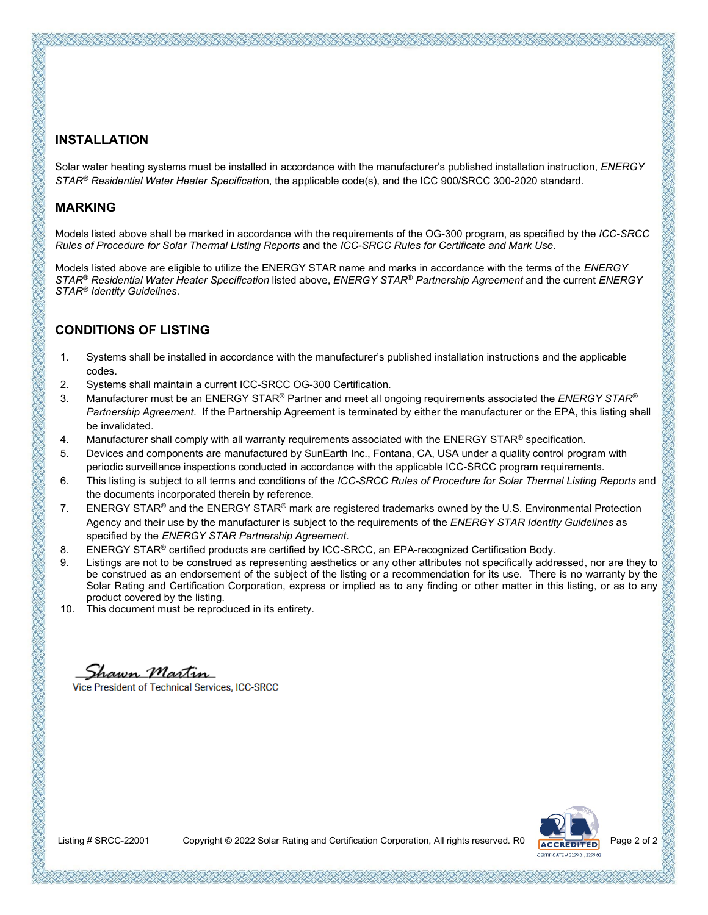## INSTALLATION

Solar water heating systems must be installed in accordance with the manufacturer's published installation instruction, *ENERGY STAR® Residential Water Heater Specification*, the applicable code(s), and the ICC 900/SRCC 300-2020 standard.

## MARKING

Models listed above shall be marked in accordance with the requirements of the OG-300 program, as specified by the *ICC-SRCC Rules of Procedure for Solar Thermal Listing Reports* and the *ICC-SRCC Rules for Certificate and Mark Use*.

Models listed above are eligible to utilize the ENERGY STAR name and marks in accordance with the terms of the *ENERGY STAR® Residential Water Heater Specification* listed above, *ENERGY STAR® Partnership Agreement* and the current *ENERGY STAR® Identity Guidelines*.

## CONDITIONS OF LISTING

1. Systems shall be installed in accordance with the manufacturer's published installation instructions and the applicable codes.
2. Systems shall maintain a current ICC-SRCC OG-300 Certification.
3. Manufacturer must be an ENERGY STAR® Partner and meet all ongoing requirements associated the *ENERGY STAR® Partnership Agreement*. If the Partnership Agreement is terminated by either the manufacturer or the EPA, this listing shall be invalidated.
4. Manufacturer shall comply with all warranty requirements associated with the ENERGY STAR® specification.
5. Devices and components are manufactured by SunEarth Inc., Fontana, CA, USA under a quality control program with periodic surveillance inspections conducted in accordance with the applicable ICC-SRCC program requirements.
6. This listing is subject to all terms and conditions of the *ICC-SRCC Rules of Procedure for Solar Thermal Listing Reports* and the documents incorporated therein by reference.
7. ENERGY STAR® and the ENERGY STAR® mark are registered trademarks owned by the U.S. Environmental Protection Agency and their use by the manufacturer is subject to the requirements of the *ENERGY STAR Identity Guidelines* as specified by the *ENERGY STAR Partnership Agreement*.
8. ENERGY STAR® certified products are certified by ICC-SRCC, an EPA-recognized Certification Body.
9. Listings are not to be construed as representing aesthetics or any other attributes not specifically addressed, nor are they to be construed as an endorsement of the subject of the listing or a recommendation for its use. There is no warranty by the Solar Rating and Certification Corporation, express or implied as to any finding or other matter in this listing, or as to any product covered by the listing.
10. This document must be reproduced in its entirety.

Shawn Martin
Vice President of Technical Services, ICC-SRCC

Listing # SRCC-22001 Copyright © 2022 Solar Rating and Certification Corporation, All rights reserved. R0

ACCREDITED
CERTIFICATE # 3299.01, 3299.03